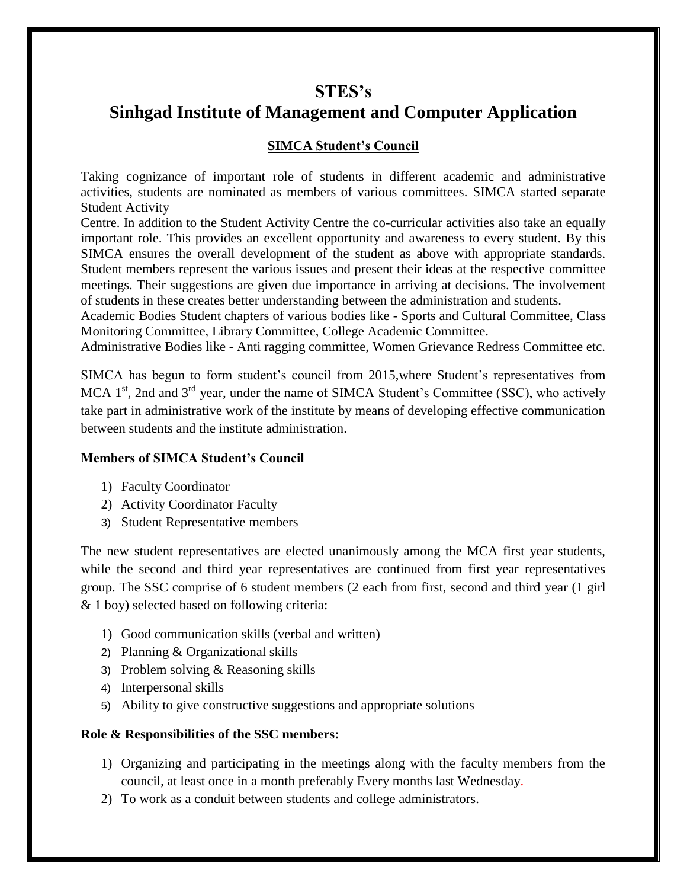# STES's

# Sinhgad Institute of Management and Computer Application

## SIMCA Student's Council

Taking cognizance of important role of students in different academic and administrative activities, students are nominated as members of various committees. SIMCA started separate Student Activity

Centre. In addition to the Student Activity Centre the co-curricular activities also take an equally important role. This provides an excellent opportunity and awareness to every student. By this SIMCA ensures the overall development of the student as above with appropriate standards. Student members represent the various issues and present their ideas at the respective committee meetings. Their suggestions are given due importance in arriving at decisions. The involvement of students in these creates better understanding between the administration and students.

Academic Bodies Student chapters of various bodies like - Sports and Cultural Committee, Class Monitoring Committee, Library Committee, College Academic Committee.

Administrative Bodies like - Anti ragging committee, Women Grievance Redress Committee etc.

SIMCA has begun to form student's council from 2015,where Student's representatives from MCA 1st, 2nd and 3rd year, under the name of SIMCA Student's Committee (SSC), who actively take part in administrative work of the institute by means of developing effective communication between students and the institute administration.

### Members of SIMCA Student's Council

1) Faculty Coordinator
2) Activity Coordinator Faculty
3) Student Representative members

The new student representatives are elected unanimously among the MCA first year students, while the second and third year representatives are continued from first year representatives group. The SSC comprise of 6 student members (2 each from first, second and third year (1 girl & 1 boy) selected based on following criteria:

1) Good communication skills (verbal and written)
2) Planning & Organizational skills
3) Problem solving & Reasoning skills
4) Interpersonal skills
5) Ability to give constructive suggestions and appropriate solutions

### Role & Responsibilities of the SSC members:

1) Organizing and participating in the meetings along with the faculty members from the council, at least once in a month preferably Every months last Wednesday.
2) To work as a conduit between students and college administrators.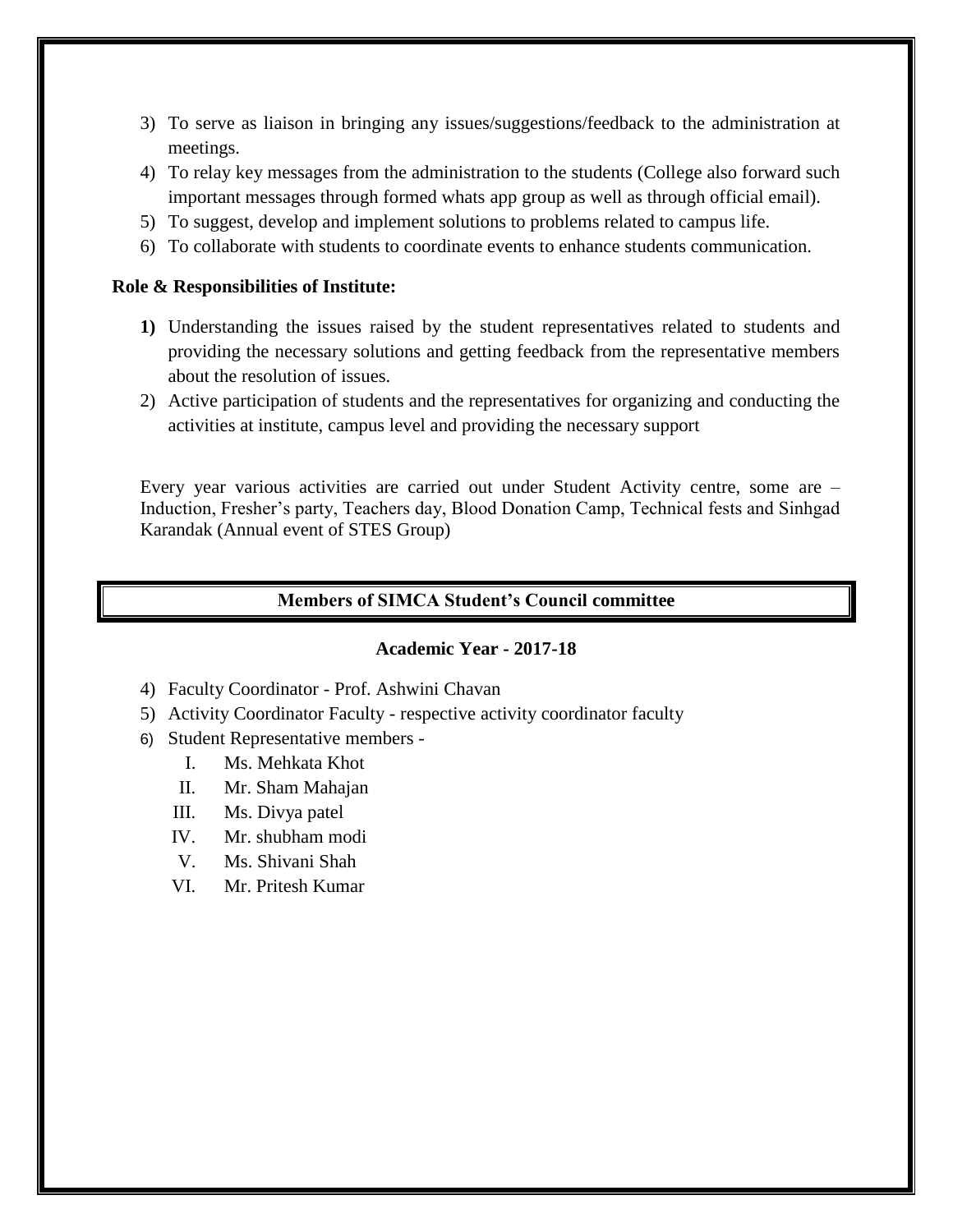3) To serve as liaison in bringing any issues/suggestions/feedback to the administration at meetings.
4) To relay key messages from the administration to the students (College also forward such important messages through formed whats app group as well as through official email).
5) To suggest, develop and implement solutions to problems related to campus life.
6) To collaborate with students to coordinate events to enhance students communication.

**Role & Responsibilities of Institute:**

1) Understanding the issues raised by the student representatives related to students and providing the necessary solutions and getting feedback from the representative members about the resolution of issues.
2) Active participation of students and the representatives for organizing and conducting the activities at institute, campus level and providing the necessary support

Every year various activities are carried out under Student Activity centre, some are – Induction, Fresher's party, Teachers day, Blood Donation Camp, Technical fests and Sinhgad Karandak (Annual event of STES Group)

## Members of SIMCA Student's Council committee

### Academic Year - 2017-18

4) Faculty Coordinator - Prof. Ashwini Chavan
5) Activity Coordinator Faculty - respective activity coordinator faculty
6) Student Representative members -
   I. Ms. Mehkata Khot
   II. Mr. Sham Mahajan
   III. Ms. Divya patel
   IV. Mr. shubham modi
   V. Ms. Shivani Shah
   VI. Mr. Pritesh Kumar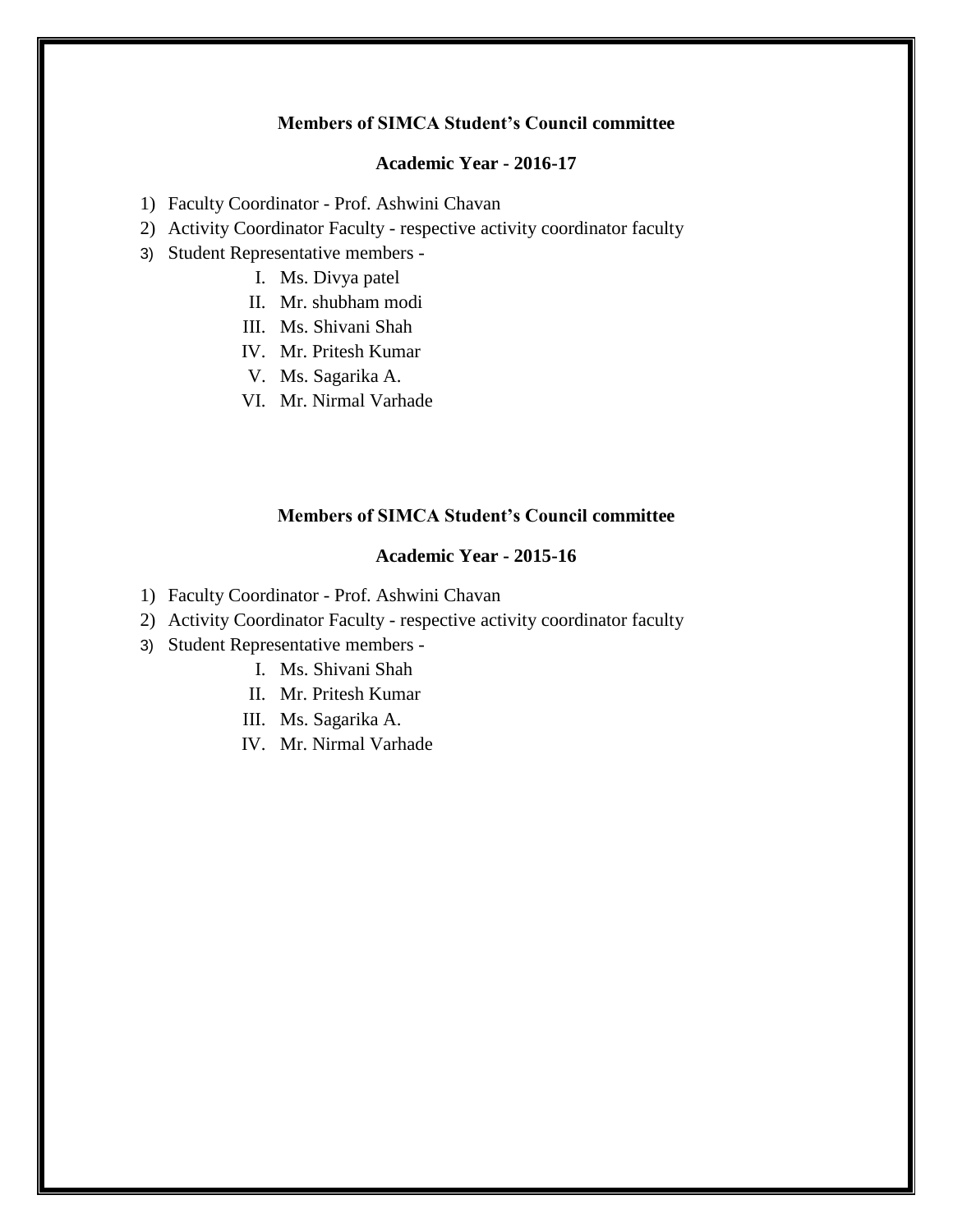**Members of SIMCA Student's Council committee**

**Academic Year - 2016-17**

1) Faculty Coordinator - Prof. Ashwini Chavan
2) Activity Coordinator Faculty - respective activity coordinator faculty
3) Student Representative members -
    I. Ms. Divya patel
    II. Mr. shubham modi
    III. Ms. Shivani Shah
    IV. Mr. Pritesh Kumar
    V. Ms. Sagarika A.
    VI. Mr. Nirmal Varhade

**Members of SIMCA Student's Council committee**

**Academic Year - 2015-16**

1) Faculty Coordinator - Prof. Ashwini Chavan
2) Activity Coordinator Faculty - respective activity coordinator faculty
3) Student Representative members -
    I. Ms. Shivani Shah
    II. Mr. Pritesh Kumar
    III. Ms. Sagarika A.
    IV. Mr. Nirmal Varhade